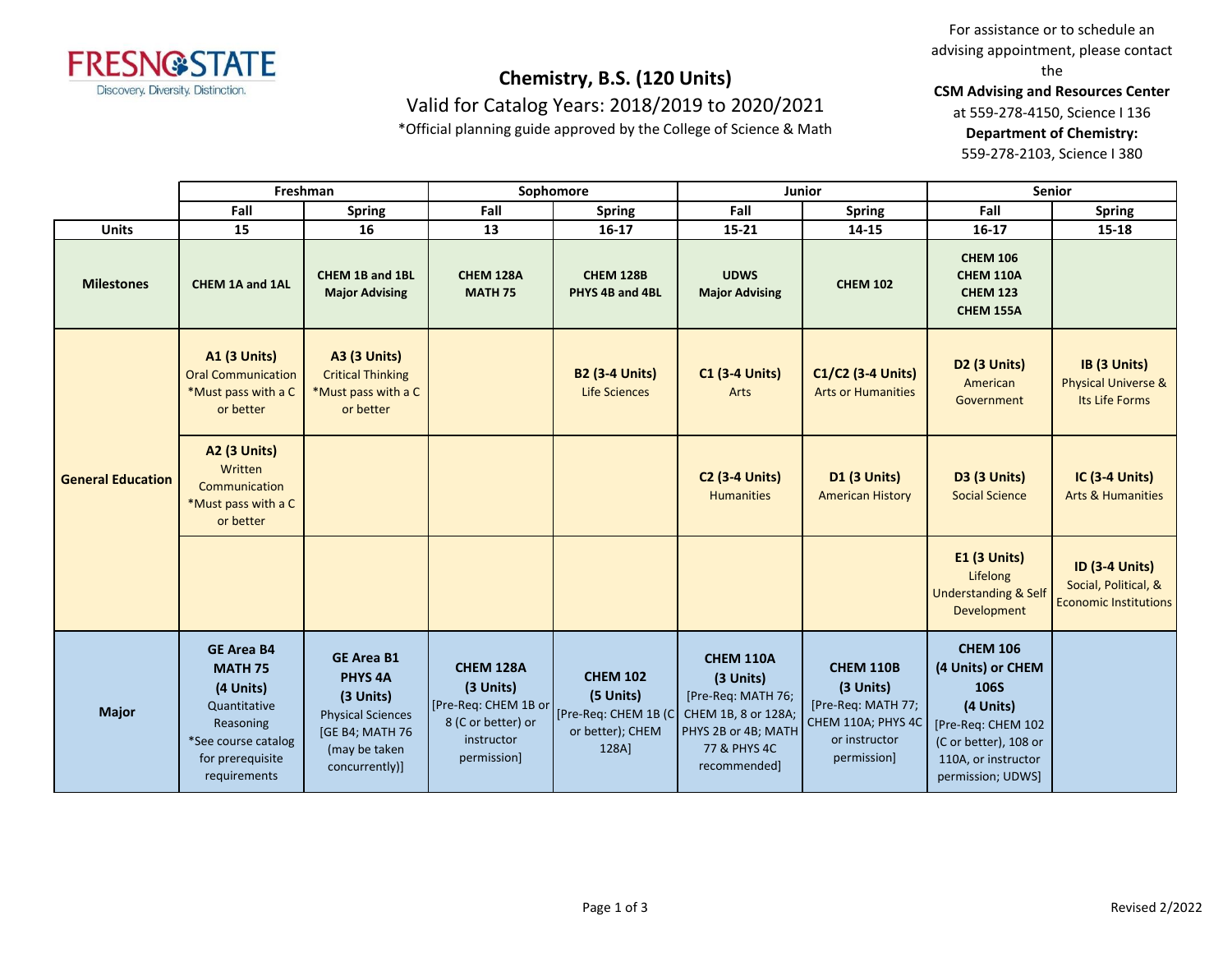# Chemistry, B.S. (120 Units)

Valid for Catalog Years: 2018/2019 to 2020/2021

*Official planning guide approved by the College of Science & Math

For assistance or to schedule an advising appointment, please contact the **CSM Advising and Resources Center** at 559-278-4150, Science I 136

**Department of Chemistry:** 559-278-2103, Science I 380

| | Freshman | | Sophomore | | Junior | | Senior | |
|---|---|---|---|---|---|---|---|---|
| | Fall | Spring | Fall | Spring | Fall | Spring | Fall | Spring |
| **Units** | 15 | 16 | 13 | 16-17 | 15-21 | 14-15 | 16-17 | 15-18 |
| **Milestones** | **CHEM 1A and 1AL** | **CHEM 1B and 1BL Major Advising** | **CHEM 128A MATH 75** | **CHEM 128B PHYS 4B and 4BL** | **UDWS Major Advising** | **CHEM 102** | **CHEM 106 CHEM 110A CHEM 123 CHEM 155A** | |
| **General Education** | **A1 (3 Units)** Oral Communication *Must pass with a C or better | **A3 (3 Units)** Critical Thinking *Must pass with a C or better | | **B2 (3-4 Units)** Life Sciences | **C1 (3-4 Units)** Arts | **C1/C2 (3-4 Units)** Arts or Humanities | **D2 (3 Units)** American Government | **IB (3 Units)** Physical Universe & Its Life Forms |
| | **A2 (3 Units)** Written Communication *Must pass with a C or better | | | | **C2 (3-4 Units)** Humanities | **D1 (3 Units)** American History | **D3 (3 Units)** Social Science | **IC (3-4 Units)** Arts & Humanities |
| | | | | | | | **E1 (3 Units)** Lifelong Understanding & Self Development | **ID (3-4 Units)** Social, Political, & Economic Institutions |
| **Major** | **GE Area B4 MATH 75 (4 Units)** Quantitative Reasoning *See course catalog for prerequisite requirements | **GE Area B1 PHYS 4A (3 Units)** Physical Sciences [GE B4; MATH 76 (may be taken concurrently)] | **CHEM 128A (3 Units)** [Pre-Req: CHEM 1B or 8 (C or better) or instructor permission] | **CHEM 102 (5 Units)** [Pre-Req: CHEM 1B (C or better); CHEM 128A] | **CHEM 110A (3 Units)** [Pre-Req: MATH 76; CHEM 1B, 8 or 128A; PHYS 2B or 4B; MATH 77 & PHYS 4C recommended] | **CHEM 110B (3 Units)** [Pre-Req: MATH 77; CHEM 110A; PHYS 4C or instructor permission] | **CHEM 106 (4 Units) or CHEM 106S (4 Units)** [Pre-Req: CHEM 102 (C or better), 108 or 110A, or instructor permission; UDWS] | |

Revised 2/2022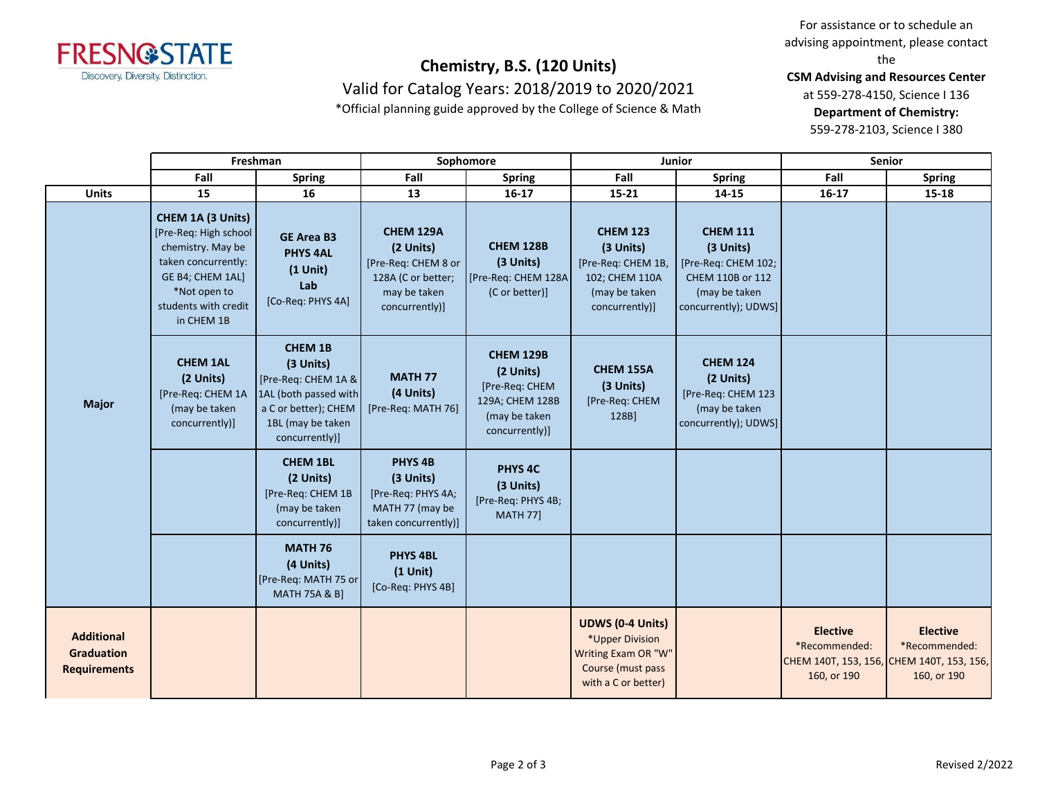# Chemistry, B.S. (120 Units)

Valid for Catalog Years: 2018/2019 to 2020/2021

*Official planning guide approved by the College of Science & Math

For assistance or to schedule an advising appointment, please contact the **CSM Advising and Resources Center** at 559-278-4150, Science I 136
**Department of Chemistry:** 559-278-2103, Science I 380

| | Freshman | | Sophomore | | Junior | | Senior | |
|---|---|---|---|---|---|---|---|---|
| | Fall | Spring | Fall | Spring | Fall | Spring | Fall | Spring |
| **Units** | **15** | **16** | **13** | **16-17** | **15-21** | **14-15** | **16-17** | **15-18** |
| **Major** | **CHEM 1A (3 Units)** [Pre-Req: High school chemistry. May be taken concurrently: GE B4; CHEM 1AL] *Not open to students with credit in CHEM 1B | **GE Area B3 PHYS 4AL (1 Unit) Lab** [Co-Req: PHYS 4A] | **CHEM 129A (2 Units)** [Pre-Req: CHEM 8 or 128A (C or better; may be taken concurrently)] | **CHEM 128B (3 Units)** [Pre-Req: CHEM 128A (C or better)] | **CHEM 123 (3 Units)** [Pre-Req: CHEM 1B, 102; CHEM 110A (may be taken concurrently)] | **CHEM 111 (3 Units)** [Pre-Req: CHEM 102; CHEM 110B or 112 (may be taken concurrently); UDWS] | | |
| | **CHEM 1AL (2 Units)** [Pre-Req: CHEM 1A (may be taken concurrently)] | **CHEM 1B (3 Units)** [Pre-Req: CHEM 1A & 1AL (both passed with a C or better); CHEM 1BL (may be taken concurrently)] | **MATH 77 (4 Units)** [Pre-Req: MATH 76] | **CHEM 129B (2 Units)** [Pre-Req: CHEM 129A; CHEM 128B (may be taken concurrently)] | **CHEM 155A (3 Units)** [Pre-Req: CHEM 128B] | **CHEM 124 (2 Units)** [Pre-Req: CHEM 123 (may be taken concurrently); UDWS] | | |
| | | **CHEM 1BL (2 Units)** [Pre-Req: CHEM 1B (may be taken concurrently)] | **PHYS 4B (3 Units)** [Pre-Req: PHYS 4A; MATH 77 (may be taken concurrently)] | **PHYS 4C (3 Units)** [Pre-Req: PHYS 4B; MATH 77] | | | | |
| | | **MATH 76 (4 Units)** [Pre-Req: MATH 75 or MATH 75A & B] | **PHYS 4BL (1 Unit)** [Co-Req: PHYS 4B] | | | | | |
| **Additional Graduation Requirements** | | | | | **UDWS (0-4 Units)** *Upper Division Writing Exam OR "W" Course (must pass with a C or better) | | **Elective** *Recommended: CHEM 140T, 153, 156, 160, or 190 | **Elective** *Recommended: CHEM 140T, 153, 156, 160, or 190 |

Revised 2/2022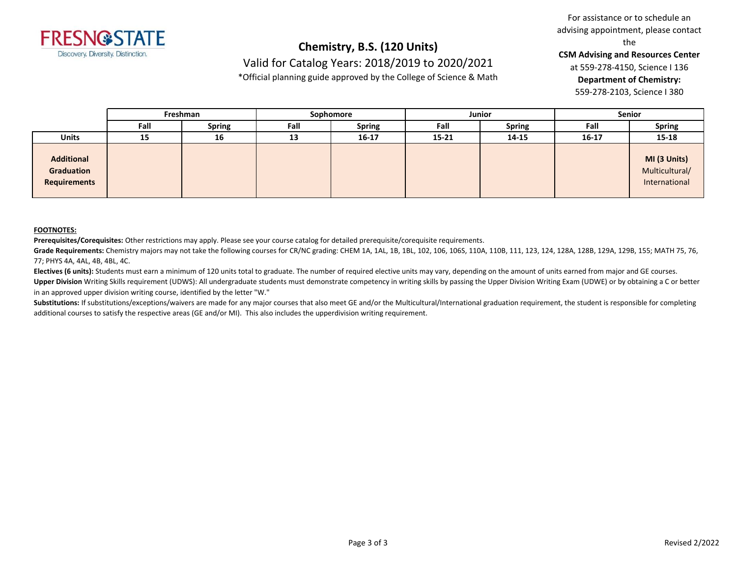# Chemistry, B.S. (120 Units)

Valid for Catalog Years: 2018/2019 to 2020/2021

*Official planning guide approved by the College of Science & Math

For assistance or to schedule an advising appointment, please contact the **CSM Advising and Resources Center** at 559-278-4150, Science I 136
**Department of Chemistry:** 559-278-2103, Science I 380

| | Freshman | | Sophomore | | Junior | | Senior | |
|---|---|---|---|---|---|---|---|---|
| | **Fall** | **Spring** | **Fall** | **Spring** | **Fall** | **Spring** | **Fall** | **Spring** |
| **Units** | **15** | **16** | **13** | **16-17** | **15-21** | **14-15** | **16-17** | **15-18** |
| **Additional Graduation Requirements** | | | | | | | | **MI (3 Units)** Multicultural/ International |

**FOOTNOTES:**

**Prerequisites/Corequisites:** Other restrictions may apply. Please see your course catalog for detailed prerequisite/corequisite requirements.

**Grade Requirements:** Chemistry majors may not take the following courses for CR/NC grading: CHEM 1A, 1AL, 1B, 1BL, 102, 106, 106S, 110A, 110B, 111, 123, 124, 128A, 128B, 129A, 129B, 155; MATH 75, 76, 77; PHYS 4A, 4AL, 4B, 4BL, 4C.

**Electives (6 units):** Students must earn a minimum of 120 units total to graduate. The number of required elective units may vary, depending on the amount of units earned from major and GE courses.

**Upper Division** Writing Skills requirement (UDWS): All undergraduate students must demonstrate competency in writing skills by passing the Upper Division Writing Exam (UDWE) or by obtaining a C or better in an approved upper division writing course, identified by the letter "W."

**Substitutions:** If substitutions/exceptions/waivers are made for any major courses that also meet GE and/or the Multicultural/International graduation requirement, the student is responsible for completing additional courses to satisfy the respective areas (GE and/or MI). This also includes the upperdivision writing requirement.

Revised 2/2022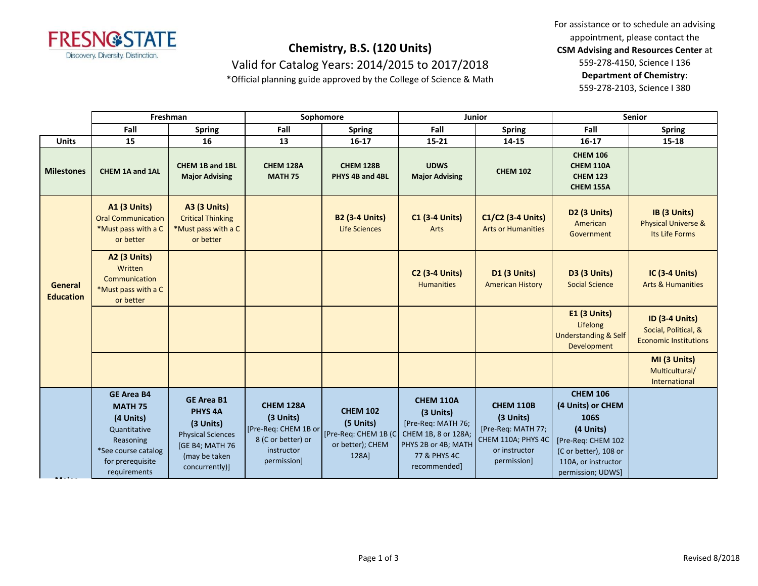# Chemistry, B.S. (120 Units)

Valid for Catalog Years: 2014/2015 to 2017/2018

*Official planning guide approved by the College of Science & Math

For assistance or to schedule an advising appointment, please contact the **CSM Advising and Resources Center** at 559-278-4150, Science I 136
**Department of Chemistry:** 559-278-2103, Science I 380

| | Freshman | | Sophomore | | Junior | | Senior | |
|---|---|---|---|---|---|---|---|---|
| | **Fall** | **Spring** | **Fall** | **Spring** | **Fall** | **Spring** | **Fall** | **Spring** |
| **Units** | 15 | 16 | 13 | 16-17 | 15-21 | 14-15 | 16-17 | 15-18 |
| **Milestones** | **CHEM 1A and 1AL** | **CHEM 1B and 1BL Major Advising** | **CHEM 128A MATH 75** | **CHEM 128B PHYS 4B and 4BL** | **UDWS Major Advising** | **CHEM 102** | **CHEM 106 CHEM 110A CHEM 123 CHEM 155A** | |
| **General Education** | **A1 (3 Units)** Oral Communication *Must pass with a C or better | **A3 (3 Units)** Critical Thinking *Must pass with a C or better | | **B2 (3-4 Units)** Life Sciences | **C1 (3-4 Units)** Arts | **C1/C2 (3-4 Units)** Arts or Humanities | **D2 (3 Units)** American Government | **IB (3 Units)** Physical Universe & Its Life Forms |
| | **A2 (3 Units)** Written Communication *Must pass with a C or better | | | | **C2 (3-4 Units)** Humanities | **D1 (3 Units)** American History | **D3 (3 Units)** Social Science | **IC (3-4 Units)** Arts & Humanities |
| | | | | | | | **E1 (3 Units)** Lifelong Understanding & Self Development | **ID (3-4 Units)** Social, Political, & Economic Institutions |
| | | | | | | | | **MI (3 Units)** Multicultural/ International |
| **Major** | **GE Area B4 MATH 75 (4 Units)** Quantitative Reasoning *See course catalog for prerequisite requirements | **GE Area B1 PHYS 4A (3 Units)** Physical Sciences [GE B4; MATH 76 (may be taken concurrently)] | **CHEM 128A (3 Units)** [Pre-Req: CHEM 1B or 8 (C or better) or instructor permission] | **CHEM 102 (5 Units)** [Pre-Req: CHEM 1B (C or better); CHEM 128A] | **CHEM 110A (3 Units)** [Pre-Req: MATH 76; CHEM 1B, 8 or 128A; PHYS 2B or 4B; MATH 77 & PHYS 4C recommended] | **CHEM 110B (3 Units)** [Pre-Req: MATH 77; CHEM 110A; PHYS 4C or instructor permission] | **CHEM 106 (4 Units) or CHEM 106S (4 Units)** [Pre-Req: CHEM 102 (C or better), 108 or 110A, or instructor permission; UDWS] | |

Revised 8/2018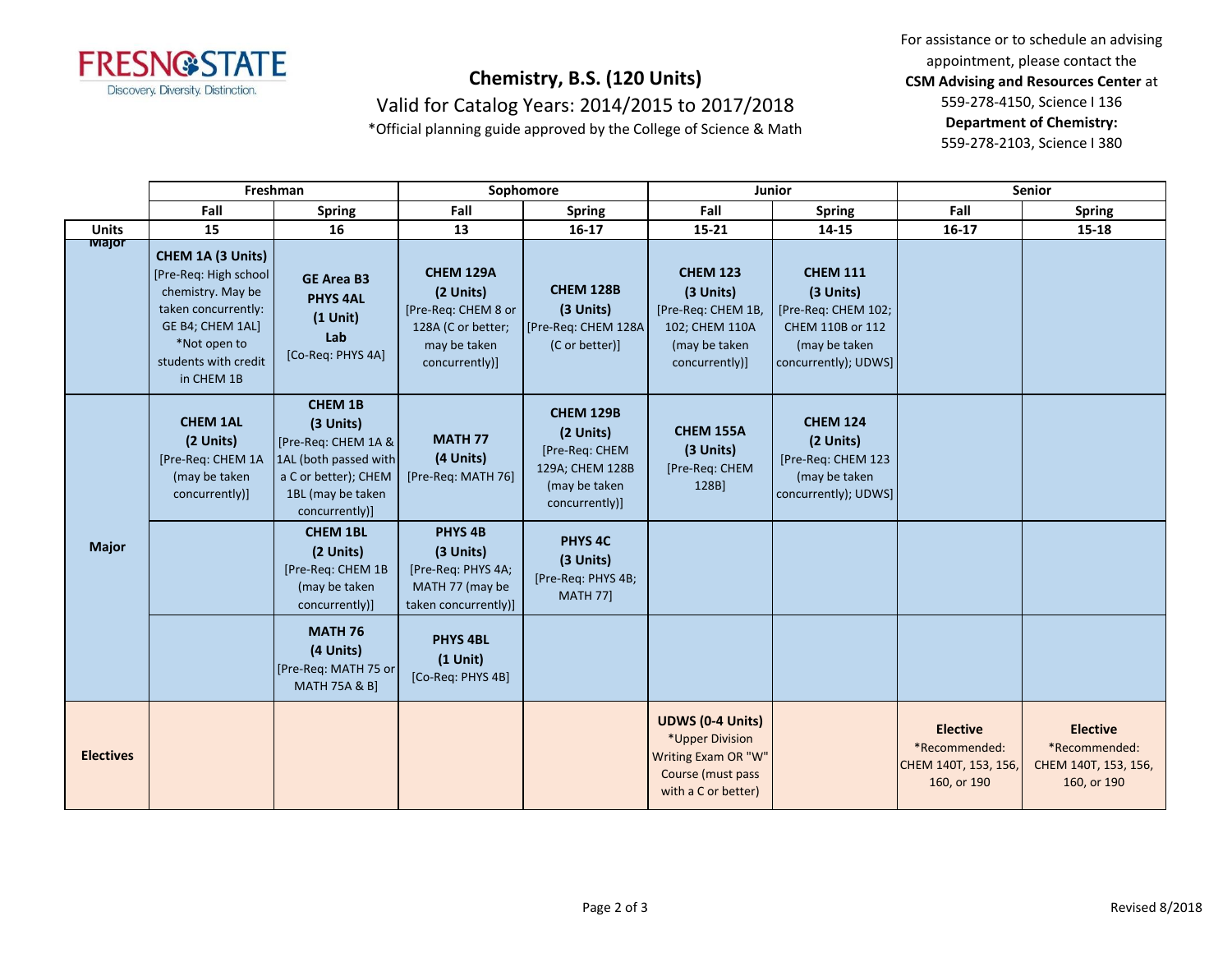# Chemistry, B.S. (120 Units)

Valid for Catalog Years: 2014/2015 to 2017/2018

*Official planning guide approved by the College of Science & Math

For assistance or to schedule an advising appointment, please contact the **CSM Advising and Resources Center** at 559-278-4150, Science I 136

**Department of Chemistry:** 559-278-2103, Science I 380

| | Freshman | | Sophomore | | Junior | | Senior | |
|---|---|---|---|---|---|---|---|---|
| | Fall | Spring | Fall | Spring | Fall | Spring | Fall | Spring |
| **Units** | 15 | 16 | 13 | 16-17 | 15-21 | 14-15 | 16-17 | 15-18 |
| **Major** | **CHEM 1A (3 Units)** [Pre-Req: High school chemistry. May be taken concurrently: GE B4; CHEM 1AL] *Not open to students with credit in CHEM 1B | **GE Area B3 PHYS 4AL (1 Unit) Lab** [Co-Req: PHYS 4A] | **CHEM 129A (2 Units)** [Pre-Req: CHEM 8 or 128A (C or better; may be taken concurrently)] | **CHEM 128B (3 Units)** [Pre-Req: CHEM 128A (C or better)] | **CHEM 123 (3 Units)** [Pre-Req: CHEM 1B, 102; CHEM 110A (may be taken concurrently)] | **CHEM 111 (3 Units)** [Pre-Req: CHEM 102; CHEM 110B or 112 (may be taken concurrently); UDWS] | | |
| **Major** | **CHEM 1AL (2 Units)** [Pre-Req: CHEM 1A (may be taken concurrently)] | **CHEM 1B (3 Units)** [Pre-Req: CHEM 1A & 1AL (both passed with a C or better); CHEM 1BL (may be taken concurrently)] | **MATH 77 (4 Units)** [Pre-Req: MATH 76] | **CHEM 129B (2 Units)** [Pre-Req: CHEM 129A; CHEM 128B (may be taken concurrently)] | **CHEM 155A (3 Units)** [Pre-Req: CHEM 128B] | **CHEM 124 (2 Units)** [Pre-Req: CHEM 123 (may be taken concurrently); UDWS] | | |
| **Major** | | **CHEM 1BL (2 Units)** [Pre-Req: CHEM 1B (may be taken concurrently)] | **PHYS 4B (3 Units)** [Pre-Req: PHYS 4A; MATH 77 (may be taken concurrently)] | **PHYS 4C (3 Units)** [Pre-Req: PHYS 4B; MATH 77] | | | | |
| **Major** | | **MATH 76 (4 Units)** [Pre-Req: MATH 75 or MATH 75A & B] | **PHYS 4BL (1 Unit)** [Co-Req: PHYS 4B] | | | | | |
| **Electives** | | | | | **UDWS (0-4 Units)** *Upper Division Writing Exam OR "W" Course (must pass with a C or better) | | **Elective** *Recommended: CHEM 140T, 153, 156, 160, or 190 | **Elective** *Recommended: CHEM 140T, 153, 156, 160, or 190 |

Revised 8/2018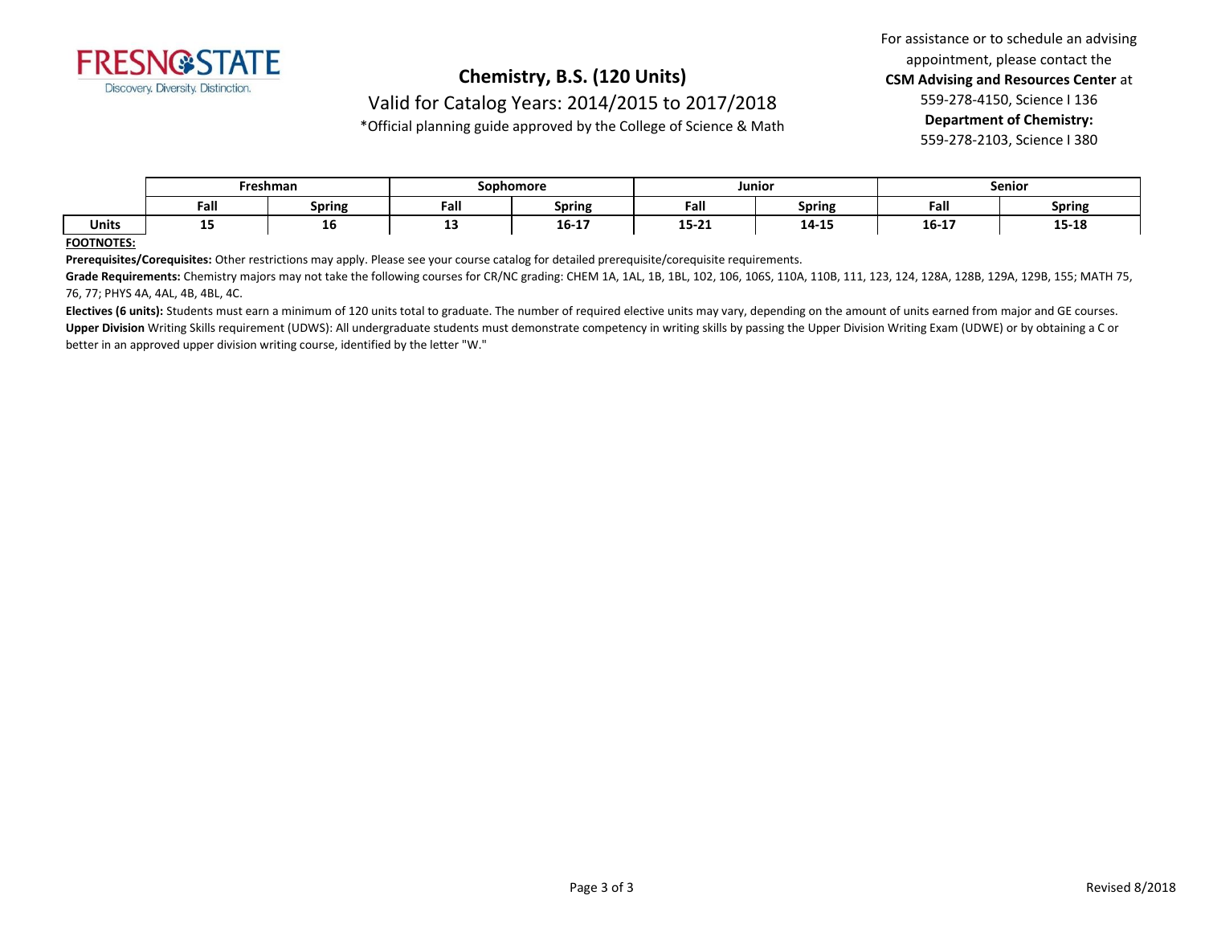**Chemistry, B.S. (120 Units)**

Valid for Catalog Years: 2014/2015 to 2017/2018

*Official planning guide approved by the College of Science & Math

For assistance or to schedule an advising appointment, please contact the **CSM Advising and Resources Center** at 559-278-4150, Science I 136
**Department of Chemistry:** 559-278-2103, Science I 380

| | Freshman | | Sophomore | | Junior | | Senior | |
|---|---|---|---|---|---|---|---|---|
| | Fall | Spring | Fall | Spring | Fall | Spring | Fall | Spring |
| **Units** | 15 | 16 | 13 | 16-17 | 15-21 | 14-15 | 16-17 | 15-18 |

**FOOTNOTES:**

**Prerequisites/Corequisites:** Other restrictions may apply. Please see your course catalog for detailed prerequisite/corequisite requirements.

**Grade Requirements:** Chemistry majors may not take the following courses for CR/NC grading: CHEM 1A, 1AL, 1B, 1BL, 102, 106, 106S, 110A, 110B, 111, 123, 124, 128A, 128B, 129A, 129B, 155; MATH 75, 76, 77; PHYS 4A, 4AL, 4B, 4BL, 4C.

**Electives (6 units):** Students must earn a minimum of 120 units total to graduate. The number of required elective units may vary, depending on the amount of units earned from major and GE courses.

**Upper Division** Writing Skills requirement (UDWS): All undergraduate students must demonstrate competency in writing skills by passing the Upper Division Writing Exam (UDWE) or by obtaining a C or better in an approved upper division writing course, identified by the letter "W."

Revised 8/2018